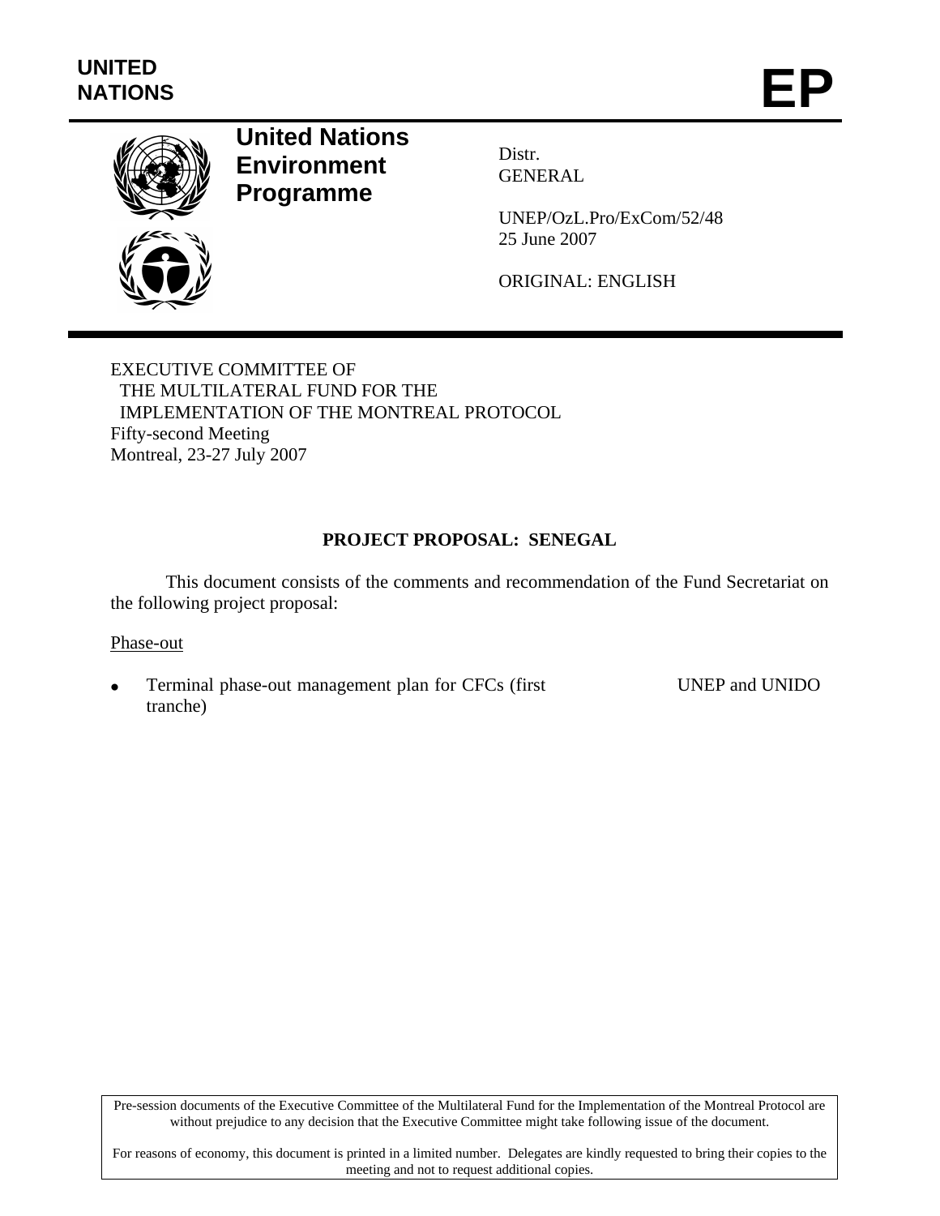UNITED NATIONS

# EP

**United Nations Environment Programme**

Distr.
GENERAL

UNEP/OzL.Pro/ExCom/52/48
25 June 2007

ORIGINAL: ENGLISH

EXECUTIVE COMMITTEE OF
THE MULTILATERAL FUND FOR THE
IMPLEMENTATION OF THE MONTREAL PROTOCOL
Fifty-second Meeting
Montreal, 23-27 July 2007

## PROJECT PROPOSAL: SENEGAL

This document consists of the comments and recommendation of the Fund Secretariat on the following project proposal:

Phase-out

- Terminal phase-out management plan for CFCs (first tranche) — UNEP and UNIDO

Pre-session documents of the Executive Committee of the Multilateral Fund for the Implementation of the Montreal Protocol are without prejudice to any decision that the Executive Committee might take following issue of the document.

For reasons of economy, this document is printed in a limited number. Delegates are kindly requested to bring their copies to the meeting and not to request additional copies.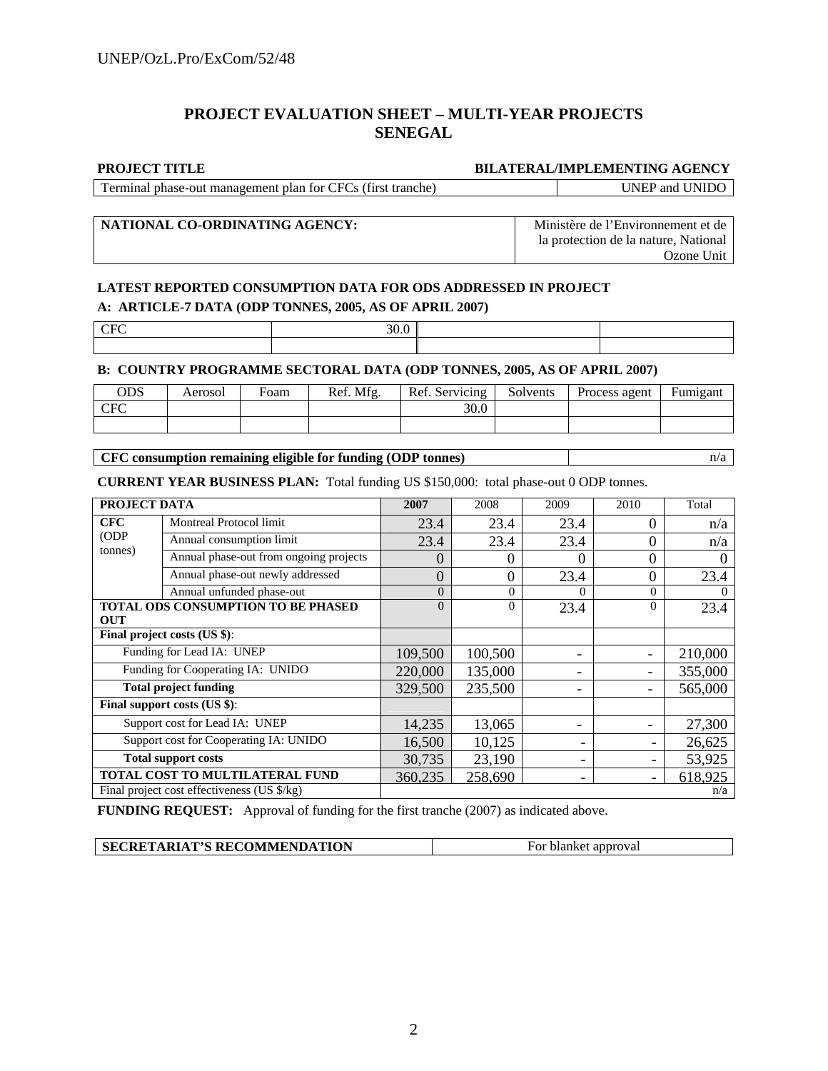# PROJECT EVALUATION SHEET – MULTI-YEAR PROJECTS
# SENEGAL

| PROJECT TITLE | BILATERAL/IMPLEMENTING AGENCY |
|---|---|
| Terminal phase-out management plan for CFCs (first tranche) | UNEP and UNIDO |

| NATIONAL CO-ORDINATING AGENCY: | Ministère de l'Environnement et de la protection de la nature, National Ozone Unit |
|---|---|

**LATEST REPORTED CONSUMPTION DATA FOR ODS ADDRESSED IN PROJECT**

**A: ARTICLE-7 DATA (ODP TONNES, 2005, AS OF APRIL 2007)**

| CFC | 30.0 | | |
|---|---|---|---|
| | | | |

**B: COUNTRY PROGRAMME SECTORAL DATA (ODP TONNES, 2005, AS OF APRIL 2007)**

| ODS | Aerosol | Foam | Ref. Mfg. | Ref. Servicing | Solvents | Process agent | Fumigant |
|---|---|---|---|---|---|---|---|
| CFC | | | | 30.0 | | | |
| | | | | | | | |

| CFC consumption remaining eligible for funding (ODP tonnes) | n/a |
|---|---|

**CURRENT YEAR BUSINESS PLAN:** Total funding US $150,000: total phase-out 0 ODP tonnes.

| PROJECT DATA | | 2007 | 2008 | 2009 | 2010 | Total |
|---|---|---|---|---|---|---|
| CFC (ODP tonnes) | Montreal Protocol limit | 23.4 | 23.4 | 23.4 | 0 | n/a |
| | Annual consumption limit | 23.4 | 23.4 | 23.4 | 0 | n/a |
| | Annual phase-out from ongoing projects | 0 | 0 | 0 | 0 | 0 |
| | Annual phase-out newly addressed | 0 | 0 | 23.4 | 0 | 23.4 |
| | Annual unfunded phase-out | 0 | 0 | 0 | 0 | 0 |
| **TOTAL ODS CONSUMPTION TO BE PHASED OUT** | | 0 | 0 | 23.4 | 0 | 23.4 |
| **Final project costs (US $)**: | | | | | | |
| Funding for Lead IA: UNEP | | 109,500 | 100,500 | - | - | 210,000 |
| Funding for Cooperating IA: UNIDO | | 220,000 | 135,000 | - | - | 355,000 |
| **Total project funding** | | 329,500 | 235,500 | - | - | 565,000 |
| **Final support costs (US $)**: | | | | | | |
| Support cost for Lead IA: UNEP | | 14,235 | 13,065 | - | - | 27,300 |
| Support cost for Cooperating IA: UNIDO | | 16,500 | 10,125 | - | - | 26,625 |
| **Total support costs** | | 30,735 | 23,190 | - | - | 53,925 |
| **TOTAL COST TO MULTILATERAL FUND** | | 360,235 | 258,690 | - | - | 618,925 |
| Final project cost effectiveness (US $/kg) | | | | | | n/a |

**FUNDING REQUEST:** Approval of funding for the first tranche (2007) as indicated above.

| SECRETARIAT'S RECOMMENDATION | For blanket approval |
|---|---|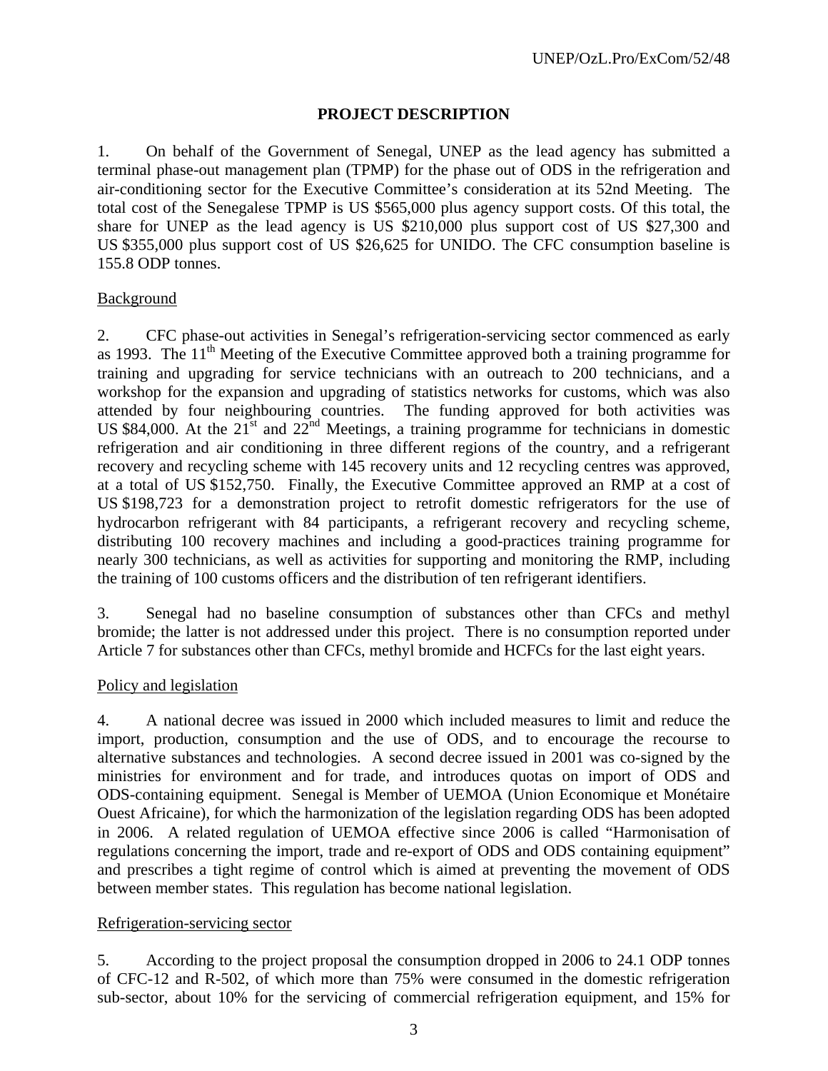## PROJECT DESCRIPTION

1. On behalf of the Government of Senegal, UNEP as the lead agency has submitted a terminal phase-out management plan (TPMP) for the phase out of ODS in the refrigeration and air-conditioning sector for the Executive Committee's consideration at its 52nd Meeting. The total cost of the Senegalese TPMP is US $565,000 plus agency support costs. Of this total, the share for UNEP as the lead agency is US $210,000 plus support cost of US $27,300 and US $355,000 plus support cost of US $26,625 for UNIDO. The CFC consumption baseline is 155.8 ODP tonnes.

Background

2. CFC phase-out activities in Senegal's refrigeration-servicing sector commenced as early as 1993. The 11th Meeting of the Executive Committee approved both a training programme for training and upgrading for service technicians with an outreach to 200 technicians, and a workshop for the expansion and upgrading of statistics networks for customs, which was also attended by four neighbouring countries. The funding approved for both activities was US $84,000. At the 21st and 22nd Meetings, a training programme for technicians in domestic refrigeration and air conditioning in three different regions of the country, and a refrigerant recovery and recycling scheme with 145 recovery units and 12 recycling centres was approved, at a total of US $152,750. Finally, the Executive Committee approved an RMP at a cost of US $198,723 for a demonstration project to retrofit domestic refrigerators for the use of hydrocarbon refrigerant with 84 participants, a refrigerant recovery and recycling scheme, distributing 100 recovery machines and including a good-practices training programme for nearly 300 technicians, as well as activities for supporting and monitoring the RMP, including the training of 100 customs officers and the distribution of ten refrigerant identifiers.

3. Senegal had no baseline consumption of substances other than CFCs and methyl bromide; the latter is not addressed under this project. There is no consumption reported under Article 7 for substances other than CFCs, methyl bromide and HCFCs for the last eight years.

Policy and legislation

4. A national decree was issued in 2000 which included measures to limit and reduce the import, production, consumption and the use of ODS, and to encourage the recourse to alternative substances and technologies. A second decree issued in 2001 was co-signed by the ministries for environment and for trade, and introduces quotas on import of ODS and ODS-containing equipment. Senegal is Member of UEMOA (Union Economique et Monétaire Ouest Africaine), for which the harmonization of the legislation regarding ODS has been adopted in 2006. A related regulation of UEMOA effective since 2006 is called "Harmonisation of regulations concerning the import, trade and re-export of ODS and ODS containing equipment" and prescribes a tight regime of control which is aimed at preventing the movement of ODS between member states. This regulation has become national legislation.

Refrigeration-servicing sector

5. According to the project proposal the consumption dropped in 2006 to 24.1 ODP tonnes of CFC-12 and R-502, of which more than 75% were consumed in the domestic refrigeration sub-sector, about 10% for the servicing of commercial refrigeration equipment, and 15% for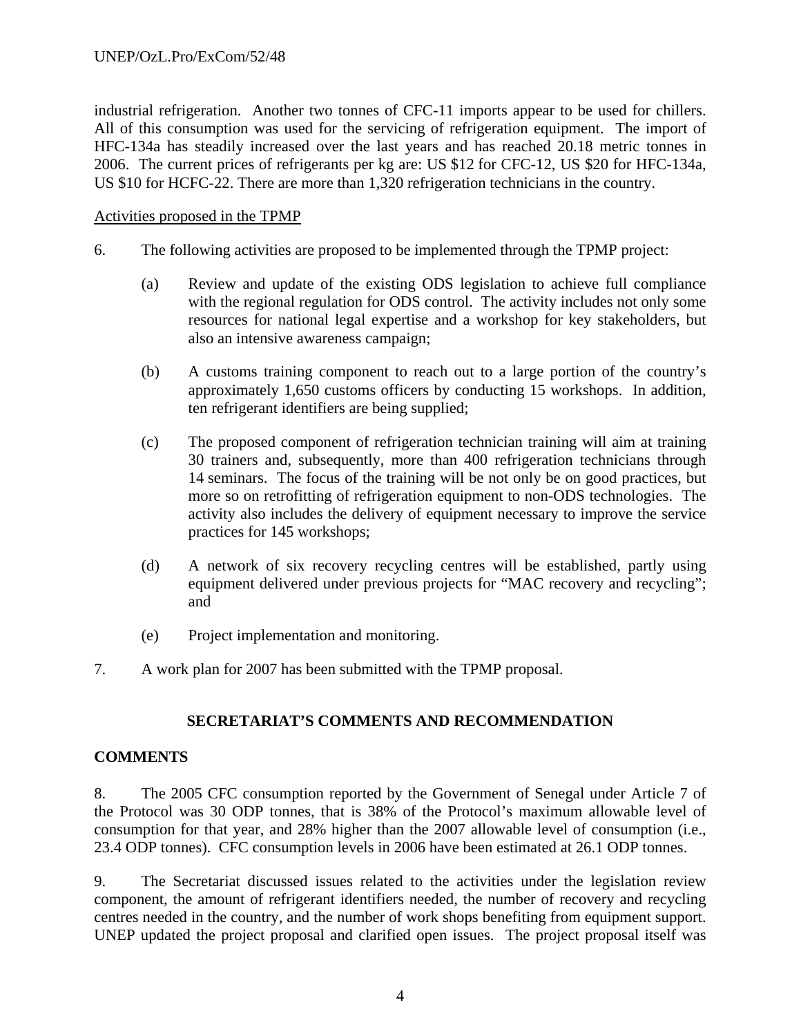industrial refrigeration. Another two tonnes of CFC-11 imports appear to be used for chillers. All of this consumption was used for the servicing of refrigeration equipment. The import of HFC-134a has steadily increased over the last years and has reached 20.18 metric tonnes in 2006. The current prices of refrigerants per kg are: US $12 for CFC-12, US $20 for HFC-134a, US $10 for HCFC-22. There are more than 1,320 refrigeration technicians in the country.

Activities proposed in the TPMP

6. The following activities are proposed to be implemented through the TPMP project:

(a) Review and update of the existing ODS legislation to achieve full compliance with the regional regulation for ODS control. The activity includes not only some resources for national legal expertise and a workshop for key stakeholders, but also an intensive awareness campaign;

(b) A customs training component to reach out to a large portion of the country's approximately 1,650 customs officers by conducting 15 workshops. In addition, ten refrigerant identifiers are being supplied;

(c) The proposed component of refrigeration technician training will aim at training 30 trainers and, subsequently, more than 400 refrigeration technicians through 14 seminars. The focus of the training will be not only be on good practices, but more so on retrofitting of refrigeration equipment to non-ODS technologies. The activity also includes the delivery of equipment necessary to improve the service practices for 145 workshops;

(d) A network of six recovery recycling centres will be established, partly using equipment delivered under previous projects for "MAC recovery and recycling"; and

(e) Project implementation and monitoring.

7. A work plan for 2007 has been submitted with the TPMP proposal.

## SECRETARIAT'S COMMENTS AND RECOMMENDATION

### COMMENTS

8. The 2005 CFC consumption reported by the Government of Senegal under Article 7 of the Protocol was 30 ODP tonnes, that is 38% of the Protocol's maximum allowable level of consumption for that year, and 28% higher than the 2007 allowable level of consumption (i.e., 23.4 ODP tonnes). CFC consumption levels in 2006 have been estimated at 26.1 ODP tonnes.

9. The Secretariat discussed issues related to the activities under the legislation review component, the amount of refrigerant identifiers needed, the number of recovery and recycling centres needed in the country, and the number of work shops benefiting from equipment support. UNEP updated the project proposal and clarified open issues. The project proposal itself was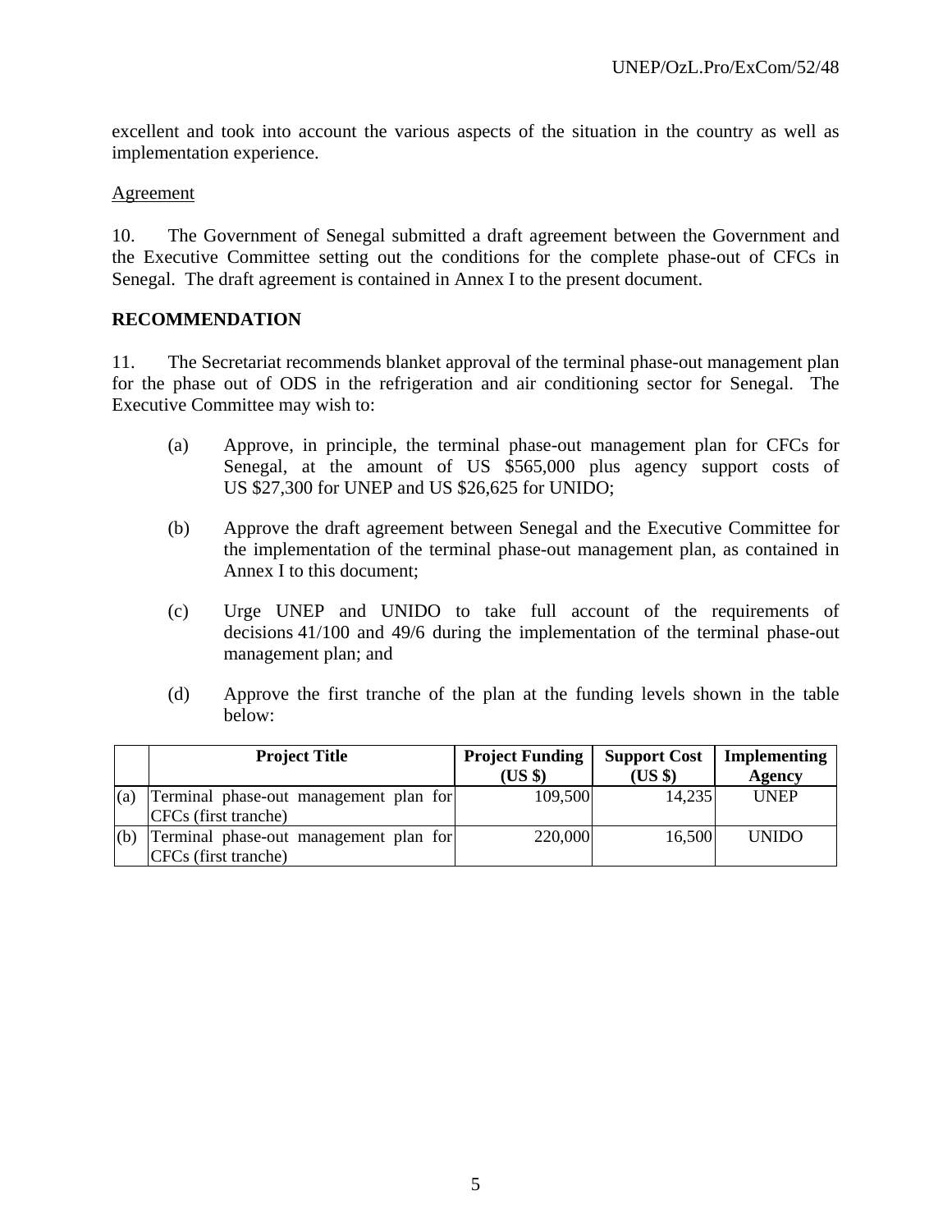excellent and took into account the various aspects of the situation in the country as well as implementation experience.

Agreement

10. The Government of Senegal submitted a draft agreement between the Government and the Executive Committee setting out the conditions for the complete phase-out of CFCs in Senegal. The draft agreement is contained in Annex I to the present document.

**RECOMMENDATION**

11. The Secretariat recommends blanket approval of the terminal phase-out management plan for the phase out of ODS in the refrigeration and air conditioning sector for Senegal. The Executive Committee may wish to:

(a) Approve, in principle, the terminal phase-out management plan for CFCs for Senegal, at the amount of US $565,000 plus agency support costs of US $27,300 for UNEP and US $26,625 for UNIDO;

(b) Approve the draft agreement between Senegal and the Executive Committee for the implementation of the terminal phase-out management plan, as contained in Annex I to this document;

(c) Urge UNEP and UNIDO to take full account of the requirements of decisions 41/100 and 49/6 during the implementation of the terminal phase-out management plan; and

(d) Approve the first tranche of the plan at the funding levels shown in the table below:

| | Project Title | Project Funding (US $) | Support Cost (US $) | Implementing Agency |
|---|---|---|---|---|
| (a) | Terminal phase-out management plan for CFCs (first tranche) | 109,500 | 14,235 | UNEP |
| (b) | Terminal phase-out management plan for CFCs (first tranche) | 220,000 | 16,500 | UNIDO |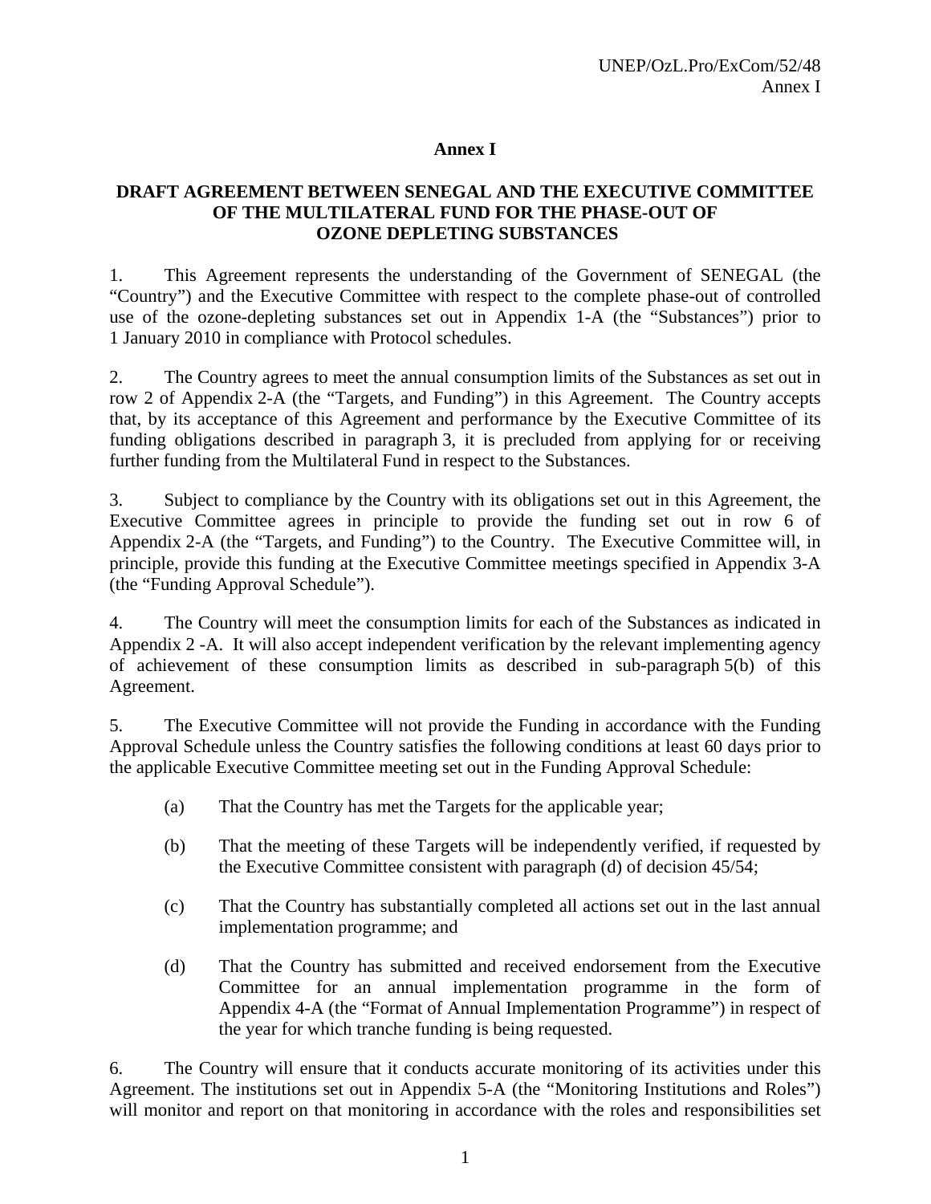# Annex I

## DRAFT AGREEMENT BETWEEN SENEGAL AND THE EXECUTIVE COMMITTEE OF THE MULTILATERAL FUND FOR THE PHASE-OUT OF OZONE DEPLETING SUBSTANCES

1. This Agreement represents the understanding of the Government of SENEGAL (the "Country") and the Executive Committee with respect to the complete phase-out of controlled use of the ozone-depleting substances set out in Appendix 1-A (the "Substances") prior to 1 January 2010 in compliance with Protocol schedules.

2. The Country agrees to meet the annual consumption limits of the Substances as set out in row 2 of Appendix 2-A (the "Targets, and Funding") in this Agreement. The Country accepts that, by its acceptance of this Agreement and performance by the Executive Committee of its funding obligations described in paragraph 3, it is precluded from applying for or receiving further funding from the Multilateral Fund in respect to the Substances.

3. Subject to compliance by the Country with its obligations set out in this Agreement, the Executive Committee agrees in principle to provide the funding set out in row 6 of Appendix 2-A (the "Targets, and Funding") to the Country. The Executive Committee will, in principle, provide this funding at the Executive Committee meetings specified in Appendix 3-A (the "Funding Approval Schedule").

4. The Country will meet the consumption limits for each of the Substances as indicated in Appendix 2 -A. It will also accept independent verification by the relevant implementing agency of achievement of these consumption limits as described in sub-paragraph 5(b) of this Agreement.

5. The Executive Committee will not provide the Funding in accordance with the Funding Approval Schedule unless the Country satisfies the following conditions at least 60 days prior to the applicable Executive Committee meeting set out in the Funding Approval Schedule:

   (a) That the Country has met the Targets for the applicable year;

   (b) That the meeting of these Targets will be independently verified, if requested by the Executive Committee consistent with paragraph (d) of decision 45/54;

   (c) That the Country has substantially completed all actions set out in the last annual implementation programme; and

   (d) That the Country has submitted and received endorsement from the Executive Committee for an annual implementation programme in the form of Appendix 4-A (the "Format of Annual Implementation Programme") in respect of the year for which tranche funding is being requested.

6. The Country will ensure that it conducts accurate monitoring of its activities under this Agreement. The institutions set out in Appendix 5-A (the "Monitoring Institutions and Roles") will monitor and report on that monitoring in accordance with the roles and responsibilities set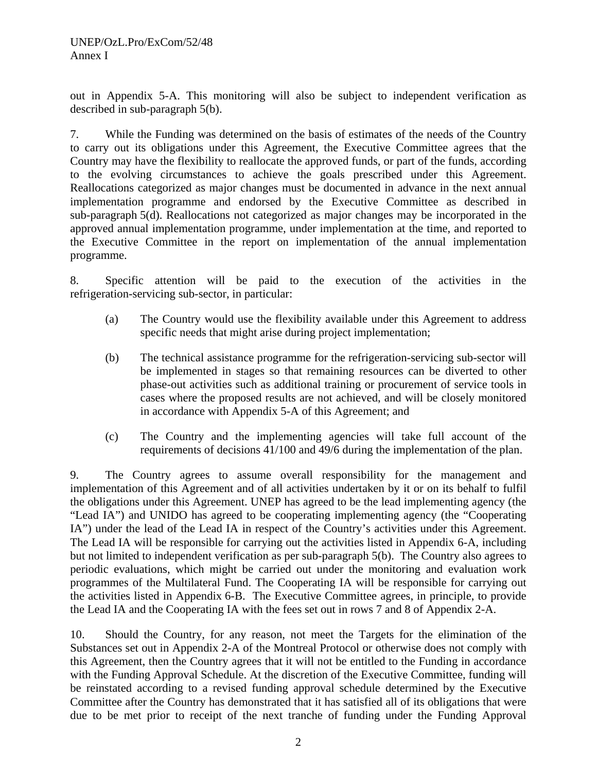out in Appendix 5-A. This monitoring will also be subject to independent verification as described in sub-paragraph 5(b).

7. While the Funding was determined on the basis of estimates of the needs of the Country to carry out its obligations under this Agreement, the Executive Committee agrees that the Country may have the flexibility to reallocate the approved funds, or part of the funds, according to the evolving circumstances to achieve the goals prescribed under this Agreement. Reallocations categorized as major changes must be documented in advance in the next annual implementation programme and endorsed by the Executive Committee as described in sub-paragraph 5(d). Reallocations not categorized as major changes may be incorporated in the approved annual implementation programme, under implementation at the time, and reported to the Executive Committee in the report on implementation of the annual implementation programme.

8. Specific attention will be paid to the execution of the activities in the refrigeration-servicing sub-sector, in particular:

(a) The Country would use the flexibility available under this Agreement to address specific needs that might arise during project implementation;

(b) The technical assistance programme for the refrigeration-servicing sub-sector will be implemented in stages so that remaining resources can be diverted to other phase-out activities such as additional training or procurement of service tools in cases where the proposed results are not achieved, and will be closely monitored in accordance with Appendix 5-A of this Agreement; and

(c) The Country and the implementing agencies will take full account of the requirements of decisions 41/100 and 49/6 during the implementation of the plan.

9. The Country agrees to assume overall responsibility for the management and implementation of this Agreement and of all activities undertaken by it or on its behalf to fulfil the obligations under this Agreement. UNEP has agreed to be the lead implementing agency (the "Lead IA") and UNIDO has agreed to be cooperating implementing agency (the "Cooperating IA") under the lead of the Lead IA in respect of the Country's activities under this Agreement. The Lead IA will be responsible for carrying out the activities listed in Appendix 6-A, including but not limited to independent verification as per sub-paragraph 5(b). The Country also agrees to periodic evaluations, which might be carried out under the monitoring and evaluation work programmes of the Multilateral Fund. The Cooperating IA will be responsible for carrying out the activities listed in Appendix 6-B. The Executive Committee agrees, in principle, to provide the Lead IA and the Cooperating IA with the fees set out in rows 7 and 8 of Appendix 2-A.

10. Should the Country, for any reason, not meet the Targets for the elimination of the Substances set out in Appendix 2-A of the Montreal Protocol or otherwise does not comply with this Agreement, then the Country agrees that it will not be entitled to the Funding in accordance with the Funding Approval Schedule. At the discretion of the Executive Committee, funding will be reinstated according to a revised funding approval schedule determined by the Executive Committee after the Country has demonstrated that it has satisfied all of its obligations that were due to be met prior to receipt of the next tranche of funding under the Funding Approval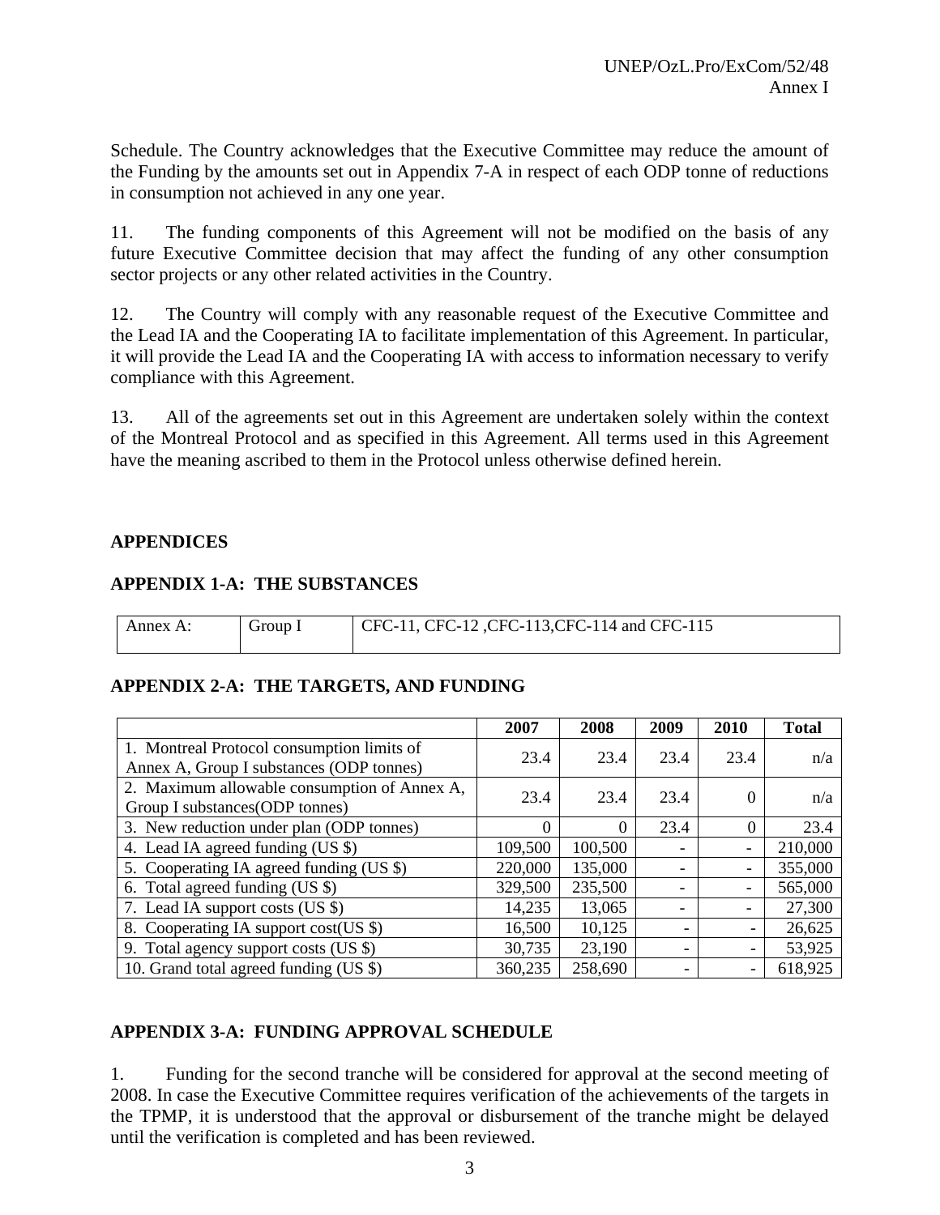Schedule. The Country acknowledges that the Executive Committee may reduce the amount of the Funding by the amounts set out in Appendix 7-A in respect of each ODP tonne of reductions in consumption not achieved in any one year.

11. The funding components of this Agreement will not be modified on the basis of any future Executive Committee decision that may affect the funding of any other consumption sector projects or any other related activities in the Country.

12. The Country will comply with any reasonable request of the Executive Committee and the Lead IA and the Cooperating IA to facilitate implementation of this Agreement. In particular, it will provide the Lead IA and the Cooperating IA with access to information necessary to verify compliance with this Agreement.

13. All of the agreements set out in this Agreement are undertaken solely within the context of the Montreal Protocol and as specified in this Agreement. All terms used in this Agreement have the meaning ascribed to them in the Protocol unless otherwise defined herein.

## APPENDICES

### APPENDIX 1-A: THE SUBSTANCES

| Annex A: | Group I | CFC-11, CFC-12 ,CFC-113,CFC-114 and CFC-115 |
|---|---|---|

### APPENDIX 2-A: THE TARGETS, AND FUNDING

| | 2007 | 2008 | 2009 | 2010 | Total |
|---|---|---|---|---|---|
| 1. Montreal Protocol consumption limits of Annex A, Group I substances (ODP tonnes) | 23.4 | 23.4 | 23.4 | 23.4 | n/a |
| 2. Maximum allowable consumption of Annex A, Group I substances(ODP tonnes) | 23.4 | 23.4 | 23.4 | 0 | n/a |
| 3. New reduction under plan (ODP tonnes) | 0 | 0 | 23.4 | 0 | 23.4 |
| 4. Lead IA agreed funding (US $) | 109,500 | 100,500 | - | - | 210,000 |
| 5. Cooperating IA agreed funding (US $) | 220,000 | 135,000 | - | - | 355,000 |
| 6. Total agreed funding (US $) | 329,500 | 235,500 | - | - | 565,000 |
| 7. Lead IA support costs (US $) | 14,235 | 13,065 | - | - | 27,300 |
| 8. Cooperating IA support cost(US $) | 16,500 | 10,125 | - | - | 26,625 |
| 9. Total agency support costs (US $) | 30,735 | 23,190 | - | - | 53,925 |
| 10. Grand total agreed funding (US $) | 360,235 | 258,690 | - | - | 618,925 |

### APPENDIX 3-A: FUNDING APPROVAL SCHEDULE

1. Funding for the second tranche will be considered for approval at the second meeting of 2008. In case the Executive Committee requires verification of the achievements of the targets in the TPMP, it is understood that the approval or disbursement of the tranche might be delayed until the verification is completed and has been reviewed.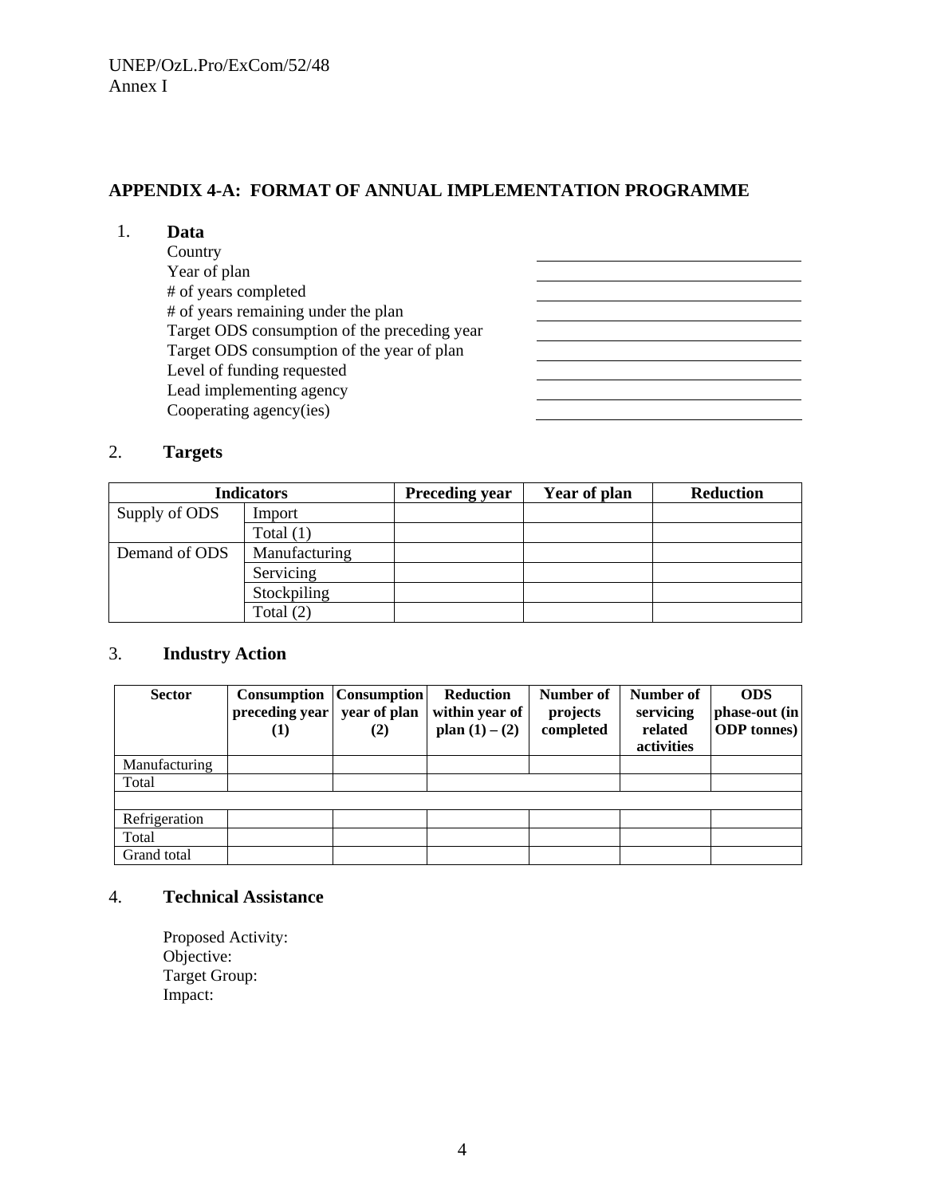## APPENDIX 4-A: FORMAT OF ANNUAL IMPLEMENTATION PROGRAMME

### 1. Data

| | |
|---|---|
| Country | |
| Year of plan | |
| # of years completed | |
| # of years remaining under the plan | |
| Target ODS consumption of the preceding year | |
| Target ODS consumption of the year of plan | |
| Level of funding requested | |
| Lead implementing agency | |
| Cooperating agency(ies) | |

### 2. Targets

| Indicators | | Preceding year | Year of plan | Reduction |
|---|---|---|---|---|
| Supply of ODS | Import | | | |
| | Total (1) | | | |
| Demand of ODS | Manufacturing | | | |
| | Servicing | | | |
| | Stockpiling | | | |
| | Total (2) | | | |

### 3. Industry Action

| Sector | Consumption preceding year (1) | Consumption year of plan (2) | Reduction within year of plan (1) – (2) | Number of projects completed | Number of servicing related activities | ODS phase-out (in ODP tonnes) |
|---|---|---|---|---|---|---|
| Manufacturing | | | | | | |
| Total | | | | | | |
| | | | | | | |
| Refrigeration | | | | | | |
| Total | | | | | | |
| Grand total | | | | | | |

### 4. Technical Assistance

Proposed Activity:
Objective:
Target Group:
Impact: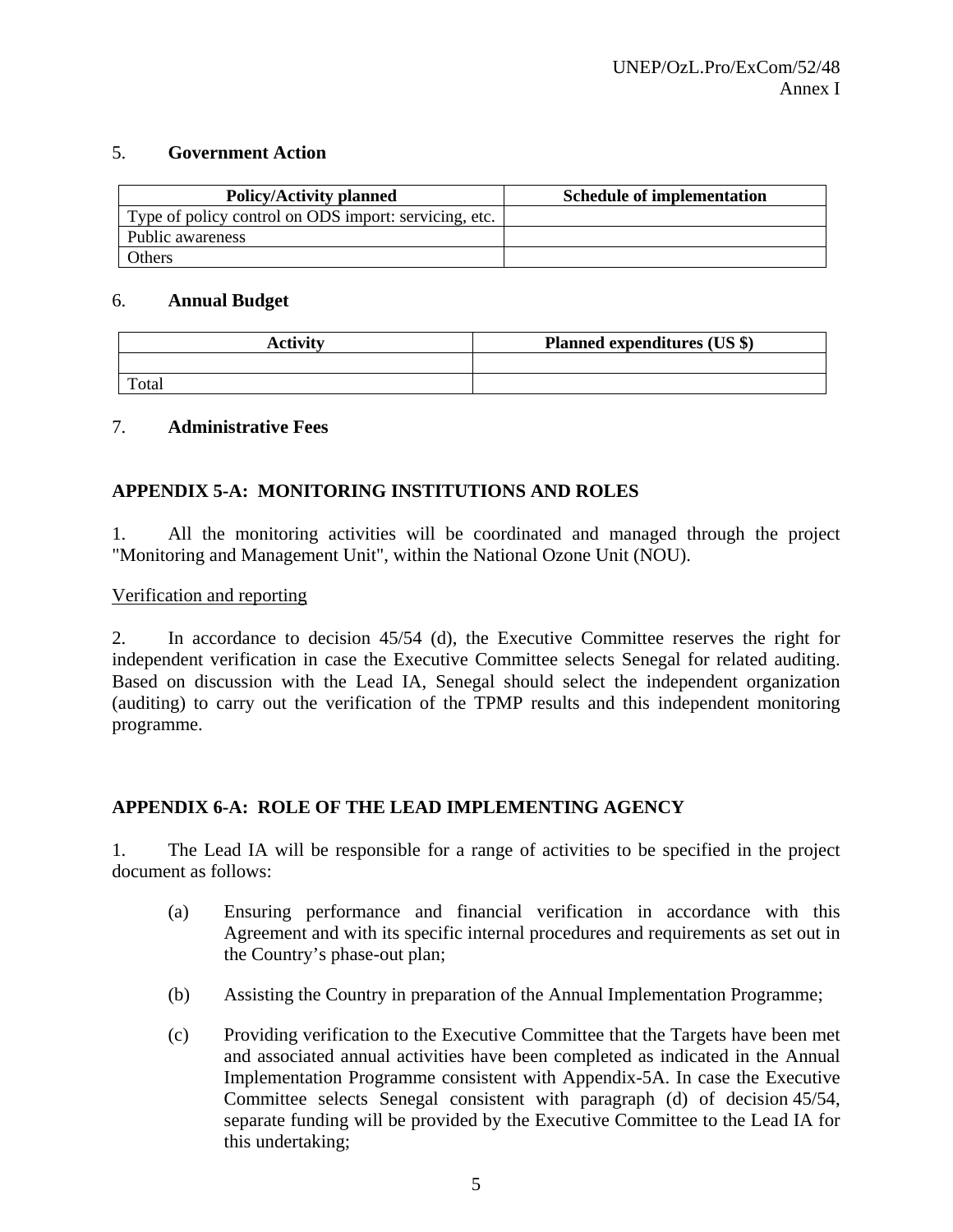5. **Government Action**

| Policy/Activity planned | Schedule of implementation |
|---|---|
| Type of policy control on ODS import: servicing, etc. | |
| Public awareness | |
| Others | |

6. **Annual Budget**

| Activity | Planned expenditures (US $) |
|---|---|
| | |
| Total | |

7. **Administrative Fees**

## APPENDIX 5-A: MONITORING INSTITUTIONS AND ROLES

1. All the monitoring activities will be coordinated and managed through the project "Monitoring and Management Unit", within the National Ozone Unit (NOU).

<u>Verification and reporting</u>

2. In accordance to decision 45/54 (d), the Executive Committee reserves the right for independent verification in case the Executive Committee selects Senegal for related auditing. Based on discussion with the Lead IA, Senegal should select the independent organization (auditing) to carry out the verification of the TPMP results and this independent monitoring programme.

## APPENDIX 6-A: ROLE OF THE LEAD IMPLEMENTING AGENCY

1. The Lead IA will be responsible for a range of activities to be specified in the project document as follows:

(a) Ensuring performance and financial verification in accordance with this Agreement and with its specific internal procedures and requirements as set out in the Country's phase-out plan;

(b) Assisting the Country in preparation of the Annual Implementation Programme;

(c) Providing verification to the Executive Committee that the Targets have been met and associated annual activities have been completed as indicated in the Annual Implementation Programme consistent with Appendix-5A. In case the Executive Committee selects Senegal consistent with paragraph (d) of decision 45/54, separate funding will be provided by the Executive Committee to the Lead IA for this undertaking;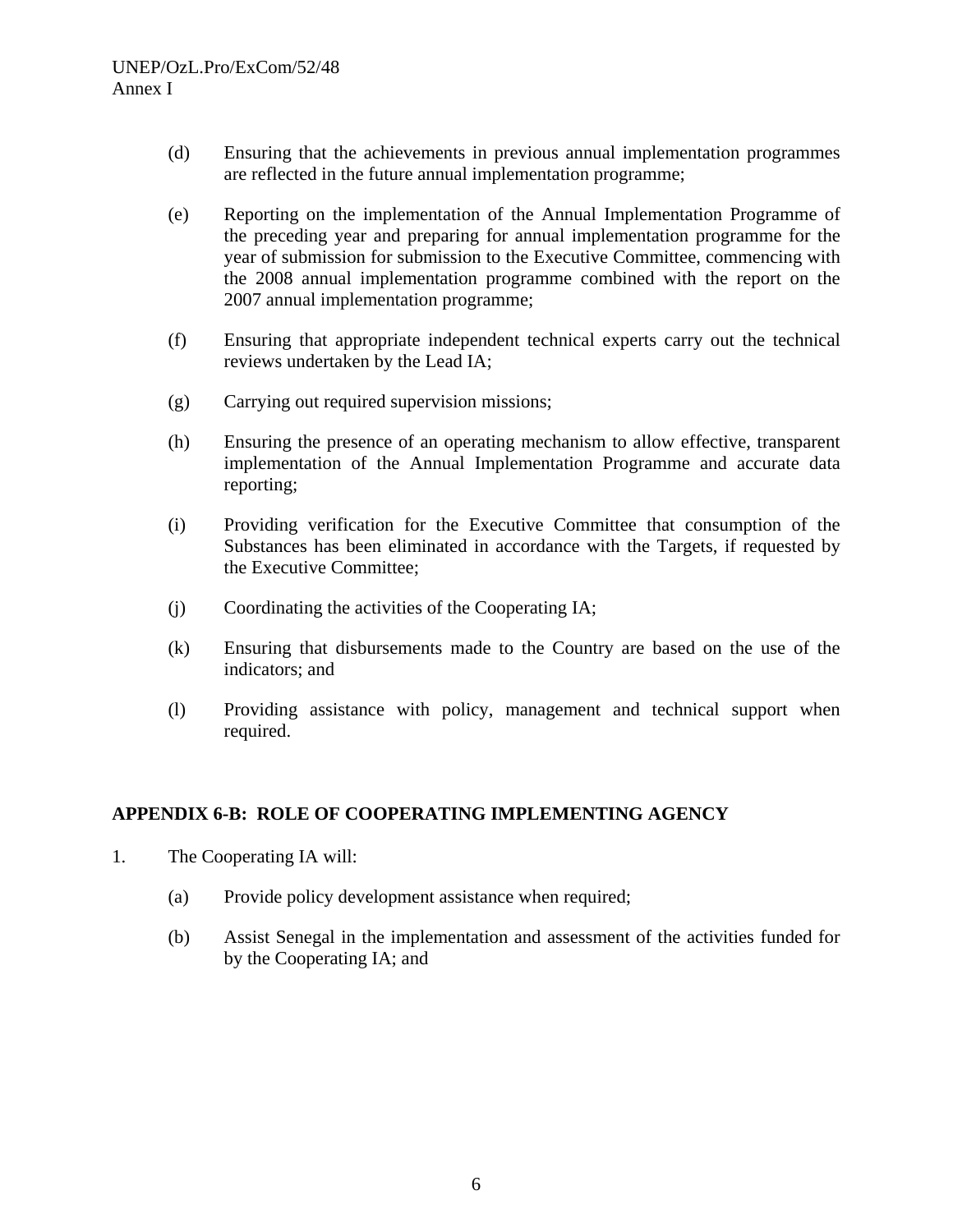(d) Ensuring that the achievements in previous annual implementation programmes are reflected in the future annual implementation programme;

(e) Reporting on the implementation of the Annual Implementation Programme of the preceding year and preparing for annual implementation programme for the year of submission for submission to the Executive Committee, commencing with the 2008 annual implementation programme combined with the report on the 2007 annual implementation programme;

(f) Ensuring that appropriate independent technical experts carry out the technical reviews undertaken by the Lead IA;

(g) Carrying out required supervision missions;

(h) Ensuring the presence of an operating mechanism to allow effective, transparent implementation of the Annual Implementation Programme and accurate data reporting;

(i) Providing verification for the Executive Committee that consumption of the Substances has been eliminated in accordance with the Targets, if requested by the Executive Committee;

(j) Coordinating the activities of the Cooperating IA;

(k) Ensuring that disbursements made to the Country are based on the use of the indicators; and

(l) Providing assistance with policy, management and technical support when required.

**APPENDIX 6-B: ROLE OF COOPERATING IMPLEMENTING AGENCY**

1. The Cooperating IA will:

   (a) Provide policy development assistance when required;

   (b) Assist Senegal in the implementation and assessment of the activities funded for by the Cooperating IA; and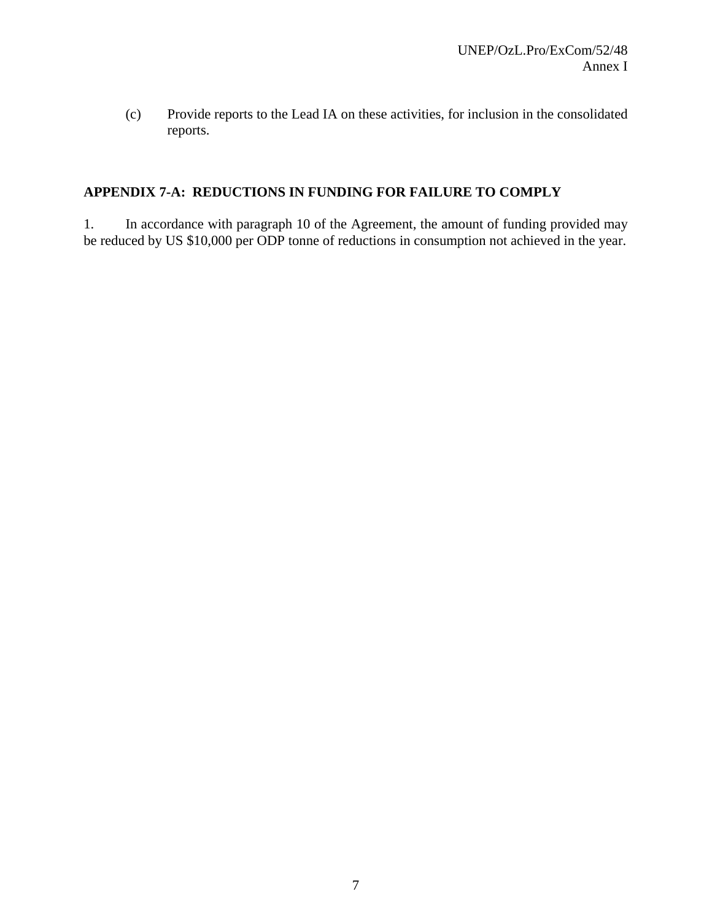(c) Provide reports to the Lead IA on these activities, for inclusion in the consolidated reports.

## APPENDIX 7-A: REDUCTIONS IN FUNDING FOR FAILURE TO COMPLY

1. In accordance with paragraph 10 of the Agreement, the amount of funding provided may be reduced by US $10,000 per ODP tonne of reductions in consumption not achieved in the year.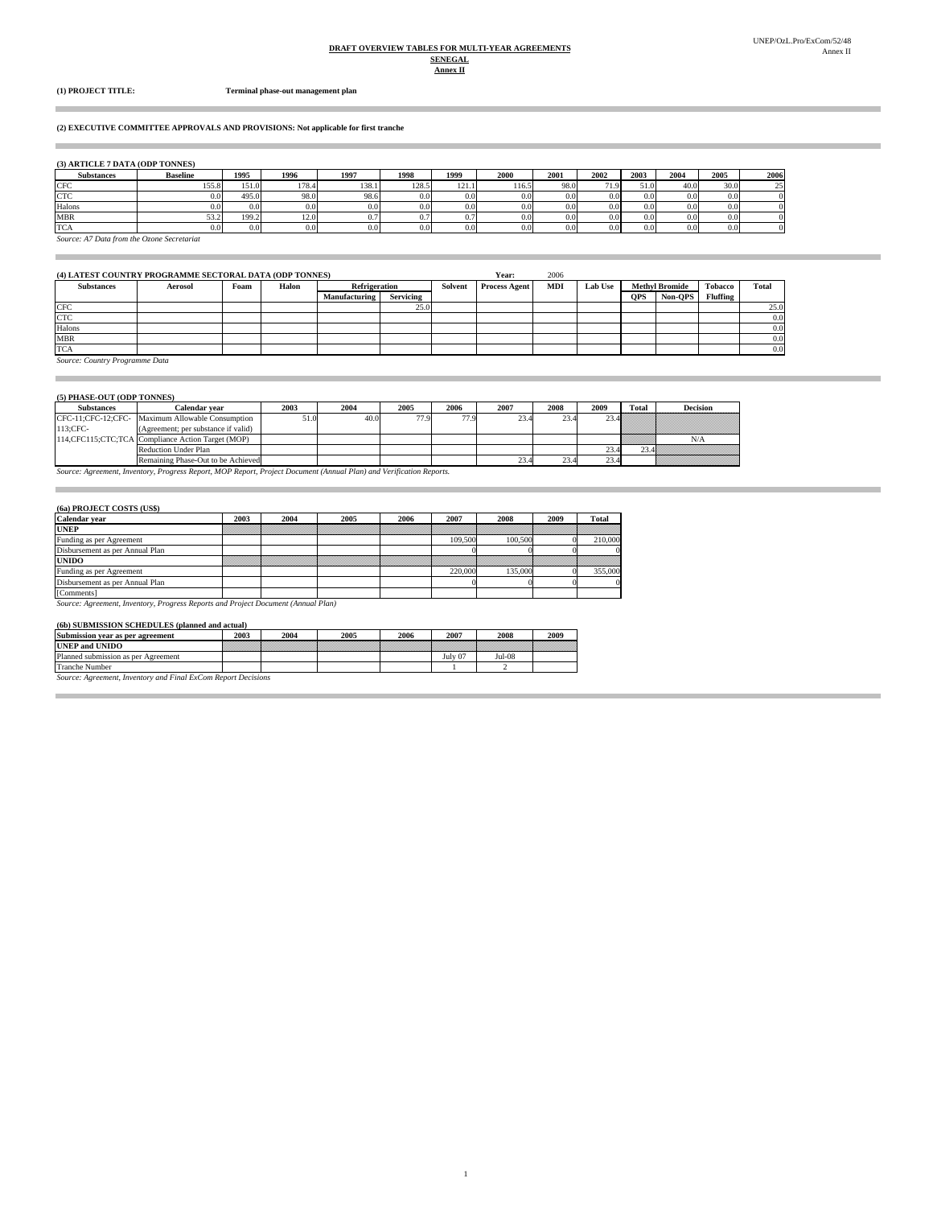UNEP/OzL.Pro/ExCom/52/48
Annex II

**DRAFT OVERVIEW TABLES FOR MULTI-YEAR AGREEMENTS**
**SENEGAL**
**Annex II**

**(1) PROJECT TITLE:** **Terminal phase-out management plan**

**(2) EXECUTIVE COMMITTEE APPROVALS AND PROVISIONS: Not applicable for first tranche**

**(3) ARTICLE 7 DATA (ODP TONNES)**

| Substances | Baseline | 1995 | 1996 | 1997 | 1998 | 1999 | 2000 | 2001 | 2002 | 2003 | 2004 | 2005 | 2006 |
|---|---|---|---|---|---|---|---|---|---|---|---|---|---|
| CFC | 155.8 | 151.0 | 178.4 | 138.1 | 128.5 | 121.1 | 116.5 | 98.0 | 71.9 | 51.0 | 40.0 | 30.0 | 25 |
| CTC | 0.0 | 495.0 | 98.0 | 98.6 | 0.0 | 0.0 | 0.0 | 0.0 | 0.0 | 0.0 | 0.0 | 0.0 | 0 |
| Halons | 0.0 | 0.0 | 0.0 | 0.0 | 0.0 | 0.0 | 0.0 | 0.0 | 0.0 | 0.0 | 0.0 | 0.0 | 0 |
| MBR | 53.2 | 199.2 | 12.0 | 0.7 | 0.7 | 0.7 | 0.0 | 0.0 | 0.0 | 0.0 | 0.0 | 0.0 | 0 |
| TCA | 0.0 | 0.0 | 0.0 | 0.0 | 0.0 | 0.0 | 0.0 | 0.0 | 0.0 | 0.0 | 0.0 | 0.0 | 0 |

*Source: A7 Data from the Ozone Secretariat*

**(4) LATEST COUNTRY PROGRAMME SECTORAL DATA (ODP TONNES)** Year: 2006

| Substances | Aerosol | Foam | Halon | Refrigeration | | Solvent | Process Agent | MDI | Lab Use | Methyl Bromide | | Tobacco | Total |
|---|---|---|---|---|---|---|---|---|---|---|---|---|---|
| | | | | Manufacturing | Servicing | | | | | QPS | Non-QPS | Fluffing | |
| CFC | | | | | 25.0 | | | | | | | | 25.0 |
| CTC | | | | | | | | | | | | | 0.0 |
| Halons | | | | | | | | | | | | | 0.0 |
| MBR | | | | | | | | | | | | | 0.0 |
| TCA | | | | | | | | | | | | | 0.0 |

*Source: Country Programme Data*

**(5) PHASE-OUT (ODP TONNES)**

| Substances | Calendar year | 2003 | 2004 | 2005 | 2006 | 2007 | 2008 | 2009 | Total | Decision |
|---|---|---|---|---|---|---|---|---|---|---|
| CFC-11;CFC-12;CFC-113;CFC-114,CFC115;CTC;TCA | Maximum Allowable Consumption (Agreement; per substance if valid) | 51.0 | 40.0 | 77.9 | 77.9 | 23.4 | 23.4 | 23.4 | | |
| | Compliance Action Target (MOP) | | | | | | | | | N/A |
| | Reduction Under Plan | | | | | | | 23.4 | 23.4 | |
| | Remaining Phase-Out to be Achieved | | | | | 23.4 | 23.4 | 23.4 | | |

*Source: Agreement, Inventory, Progress Report, MOP Report, Project Document (Annual Plan) and Verification Reports.*

**(6a) PROJECT COSTS (US$)**

| Calendar year | 2003 | 2004 | 2005 | 2006 | 2007 | 2008 | 2009 | Total |
|---|---|---|---|---|---|---|---|---|
| **UNEP** | | | | | | | | |
| Funding as per Agreement | | | | | 109,500 | 100,500 | 0 | 210,000 |
| Disbursement as per Annual Plan | | | | | 0 | 0 | 0 | 0 |
| **UNIDO** | | | | | | | | |
| Funding as per Agreement | | | | | 220,000 | 135,000 | 0 | 355,000 |
| Disbursement as per Annual Plan | | | | | 0 | 0 | 0 | 0 |
| [Comments] | | | | | | | | |

*Source: Agreement, Inventory, Progress Reports and Project Document (Annual Plan)*

**(6b) SUBMISSION SCHEDULES (planned and actual)**

| Submission year as per agreement | 2003 | 2004 | 2005 | 2006 | 2007 | 2008 | 2009 |
|---|---|---|---|---|---|---|---|
| **UNEP and UNIDO** | | | | | | | |
| Planned submission as per Agreement | | | | | July 07 | Jul-08 | |
| Tranche Number | | | | | 1 | 2 | |

*Source: Agreement, Inventory and Final ExCom Report Decisions*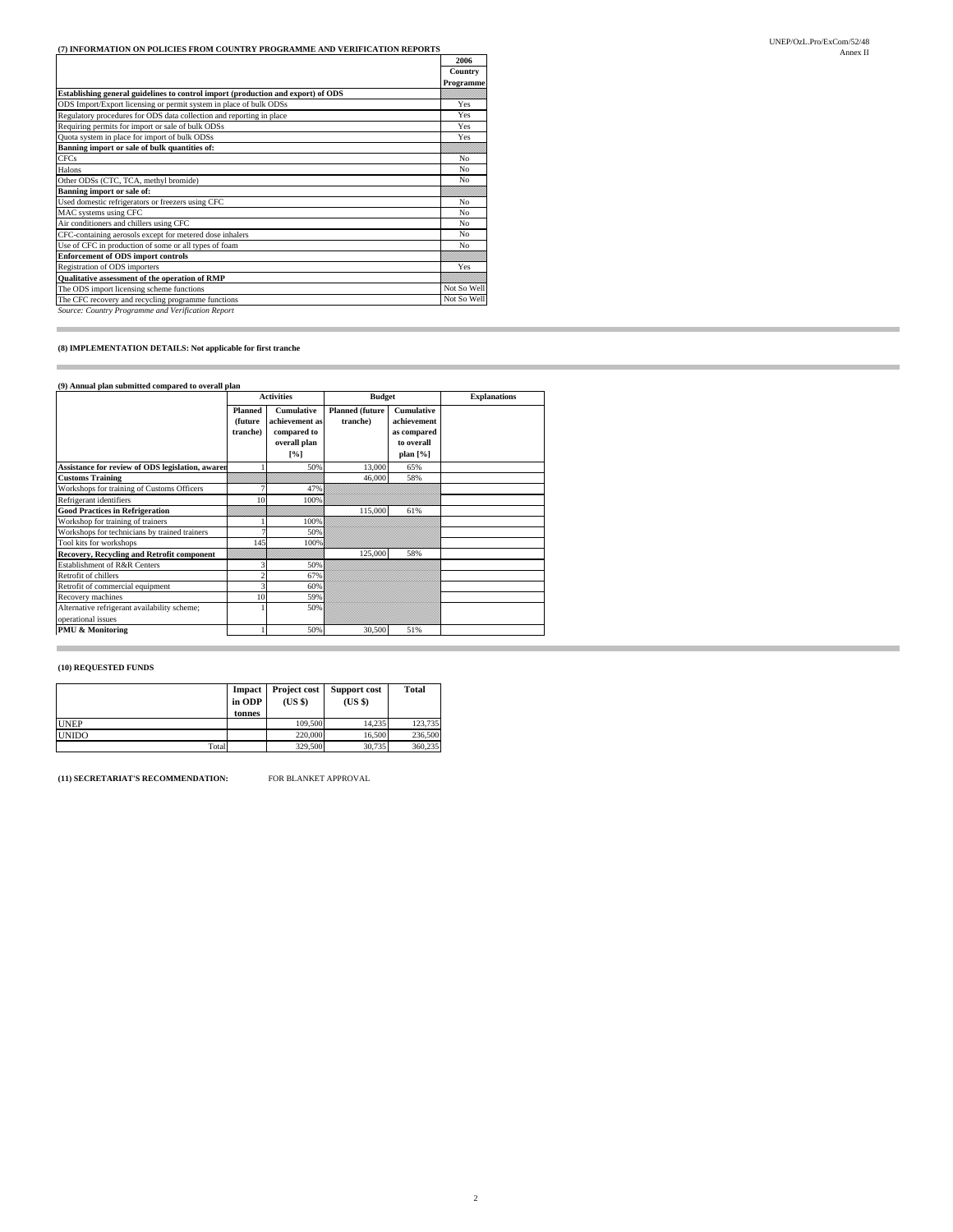**(7) INFORMATION ON POLICIES FROM COUNTRY PROGRAMME AND VERIFICATION REPORTS**

| | 2006 Country Programme |
|---|---|
| **Establishing general guidelines to control import (production and export) of ODS** | |
| ODS Import/Export licensing or permit system in place of bulk ODSs | Yes |
| Regulatory procedures for ODS data collection and reporting in place | Yes |
| Requiring permits for import or sale of bulk ODSs | Yes |
| Quota system in place for import of bulk ODSs | Yes |
| **Banning import or sale of bulk quantities of:** | |
| CFCs | No |
| Halons | No |
| Other ODSs (CTC, TCA, methyl bromide) | No |
| **Banning import or sale of:** | |
| Used domestic refrigerators or freezers using CFC | No |
| MAC systems using CFC | No |
| Air conditioners and chillers using CFC | No |
| CFC-containing aerosols except for metered dose inhalers | No |
| Use of CFC in production of some or all types of foam | No |
| **Enforcement of ODS import controls** | |
| Registration of ODS importers | Yes |
| **Qualitative assessment of the operation of RMP** | |
| The ODS import licensing scheme functions | Not So Well |
| The CFC recovery and recycling programme functions | Not So Well |

*Source: Country Programme and Verification Report*

**(8) IMPLEMENTATION DETAILS: Not applicable for first tranche**

**(9) Annual plan submitted compared to overall plan**

| | Activities | | Budget | | Explanations |
|---|---|---|---|---|---|
| | Planned (future tranche) | Cumulative achievement as compared to overall plan [%] | Planned (future tranche) | Cumulative achievement as compared to overall plan [%] | |
| **Assistance for review of ODS legislation, awaren** | 1 | 50% | 13,000 | 65% | |
| **Customs Training** | | | 46,000 | 58% | |
| Workshops for training of Customs Officers | 7 | 47% | | | |
| Refrigerant identifiers | 10 | 100% | | | |
| **Good Practices in Refrigeration** | | | 115,000 | 61% | |
| Workshop for training of trainers | 1 | 100% | | | |
| Workshops for technicians by trained trainers | 7 | 50% | | | |
| Tool kits for workshops | 145 | 100% | | | |
| **Recovery, Recycling and Retrofit component** | | | 125,000 | 58% | |
| Establishment of R&R Centers | 3 | 50% | | | |
| Retrofit of chillers | 2 | 67% | | | |
| Retrofit of commercial equipment | 3 | 60% | | | |
| Recovery machines | 10 | 59% | | | |
| Alternative refrigerant availability scheme; operational issues | 1 | 50% | | | |
| **PMU & Monitoring** | 1 | 50% | 30,500 | 51% | |

**(10) REQUESTED FUNDS**

| | Impact in ODP tonnes | Project cost (US $) | Support cost (US $) | Total |
|---|---|---|---|---|
| UNEP | | 109,500 | 14,235 | 123,735 |
| UNIDO | | 220,000 | 16,500 | 236,500 |
| Total | | 329,500 | 30,735 | 360,235 |

**(11) SECRETARIAT'S RECOMMENDATION:** FOR BLANKET APPROVAL